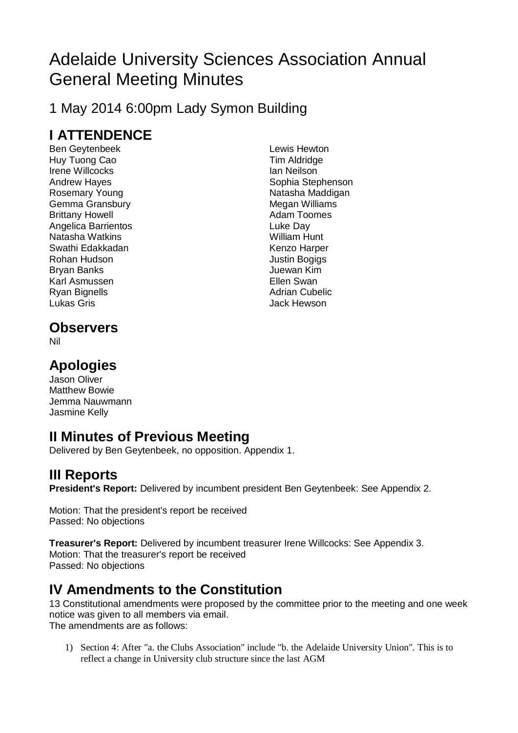# Adelaide University Sciences Association Annual General Meeting Minutes

## 1 May 2014 6:00pm Lady Symon Building

## I ATTENDENCE

Ben Geytenbeek
Huy Tuong Cao
Irene Willcocks
Andrew Hayes
Rosemary Young
Gemma Gransbury
Brittany Howell
Angelica Barrientos
Natasha Watkins
Swathi Edakkadan
Rohan Hudson
Bryan Banks
Karl Asmussen
Ryan Bignells
Lukas Gris
Lewis Hewton
Tim Aldridge
Ian Neilson
Sophia Stephenson
Natasha Maddigan
Megan Williams
Adam Toomes
Luke Day
William Hunt
Kenzo Harper
Justin Bogigs
Juewan Kim
Ellen Swan
Adrian Cubelic
Jack Hewson

## Observers

Nil

## Apologies

Jason Oliver
Matthew Bowie
Jemma Nauwmann
Jasmine Kelly

## II Minutes of Previous Meeting

Delivered by Ben Geytenbeek, no opposition. Appendix 1.

## III Reports

**President's Report:** Delivered by incumbent president Ben Geytenbeek: See Appendix 2.

Motion: That the president's report be received
Passed: No objections

**Treasurer's Report:** Delivered by incumbent treasurer Irene Willcocks: See Appendix 3.
Motion: That the treasurer's report be received
Passed: No objections

## IV Amendments to the Constitution

13 Constitutional amendments were proposed by the committee prior to the meeting and one week notice was given to all members via email.
The amendments are as follows:

1) Section 4: After "a. the Clubs Association" include "b. the Adelaide University Union". This is to reflect a change in University club structure since the last AGM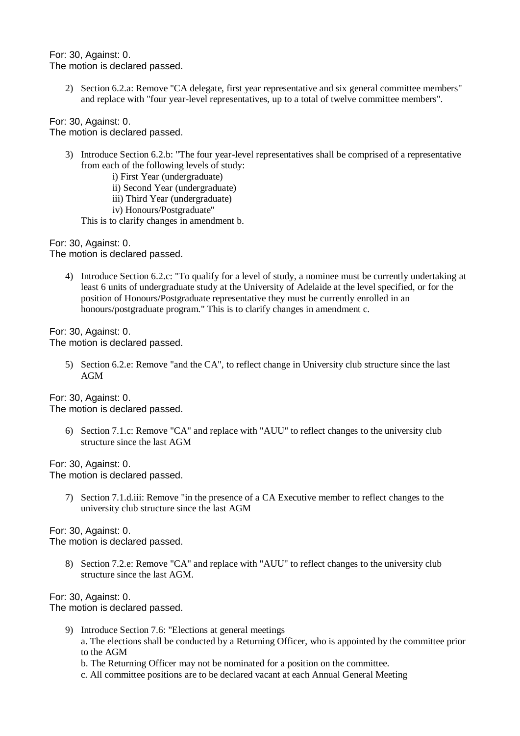For: 30, Against: 0.
The motion is declared passed.

2) Section 6.2.a: Remove "CA delegate, first year representative and six general committee members" and replace with "four year-level representatives, up to a total of twelve committee members".

For: 30, Against: 0.
The motion is declared passed.

3) Introduce Section 6.2.b: "The four year-level representatives shall be comprised of a representative from each of the following levels of study:
   i) First Year (undergraduate)
   ii) Second Year (undergraduate)
   iii) Third Year (undergraduate)
   iv) Honours/Postgraduate"
   This is to clarify changes in amendment b.

For: 30, Against: 0.
The motion is declared passed.

4) Introduce Section 6.2.c: "To qualify for a level of study, a nominee must be currently undertaking at least 6 units of undergraduate study at the University of Adelaide at the level specified, or for the position of Honours/Postgraduate representative they must be currently enrolled in an honours/postgraduate program." This is to clarify changes in amendment c.

For: 30, Against: 0.
The motion is declared passed.

5) Section 6.2.e: Remove "and the CA", to reflect change in University club structure since the last AGM

For: 30, Against: 0.
The motion is declared passed.

6) Section 7.1.c: Remove "CA" and replace with "AUU" to reflect changes to the university club structure since the last AGM

For: 30, Against: 0.
The motion is declared passed.

7) Section 7.1.d.iii: Remove "in the presence of a CA Executive member to reflect changes to the university club structure since the last AGM

For: 30, Against: 0.
The motion is declared passed.

8) Section 7.2.e: Remove "CA" and replace with "AUU" to reflect changes to the university club structure since the last AGM.

For: 30, Against: 0.
The motion is declared passed.

9) Introduce Section 7.6: "Elections at general meetings
   a. The elections shall be conducted by a Returning Officer, who is appointed by the committee prior to the AGM
   b. The Returning Officer may not be nominated for a position on the committee.
   c. All committee positions are to be declared vacant at each Annual General Meeting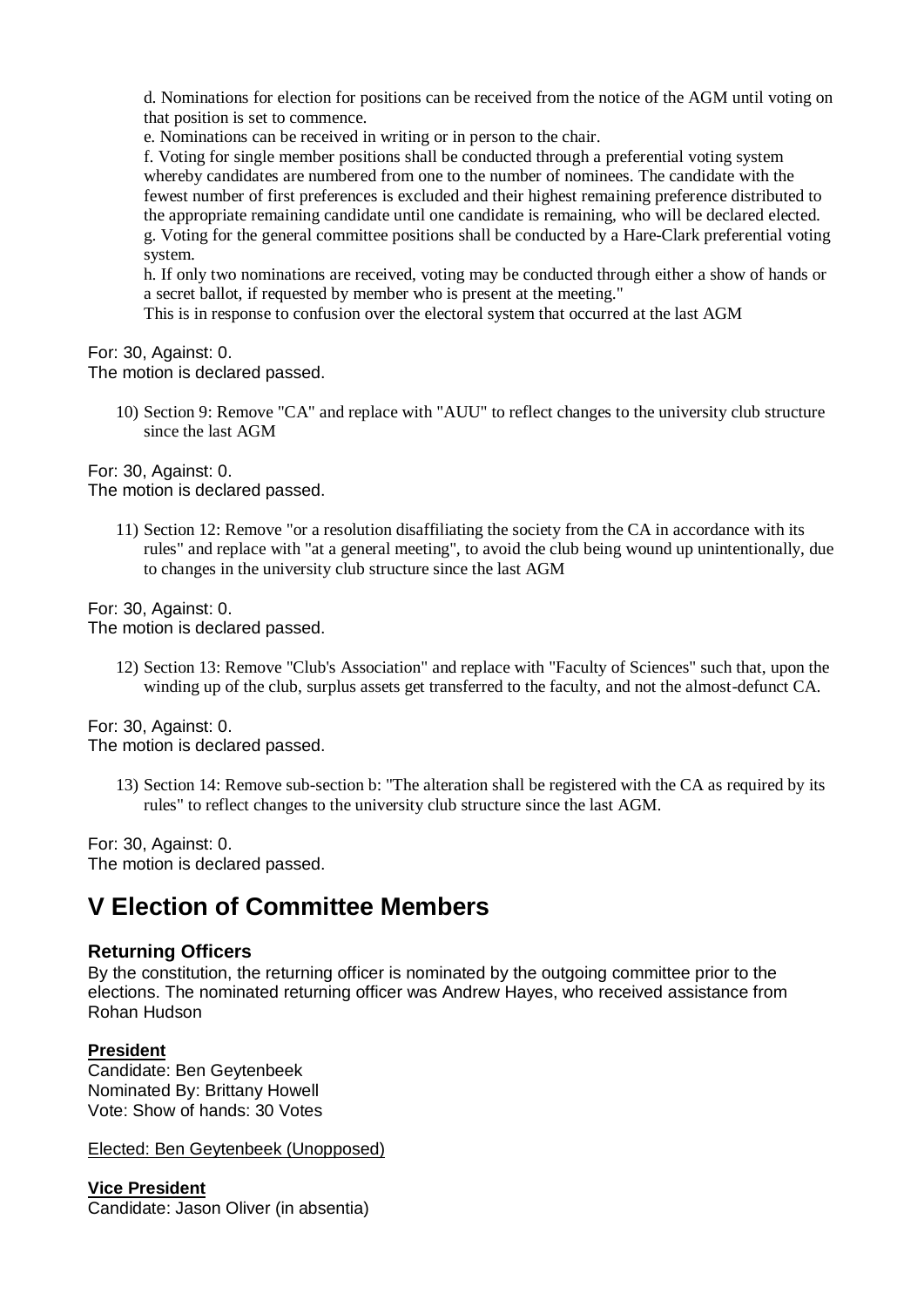d. Nominations for election for positions can be received from the notice of the AGM until voting on that position is set to commence.
e. Nominations can be received in writing or in person to the chair.
f. Voting for single member positions shall be conducted through a preferential voting system whereby candidates are numbered from one to the number of nominees. The candidate with the fewest number of first preferences is excluded and their highest remaining preference distributed to the appropriate remaining candidate until one candidate is remaining, who will be declared elected.
g. Voting for the general committee positions shall be conducted by a Hare-Clark preferential voting system.
h. If only two nominations are received, voting may be conducted through either a show of hands or a secret ballot, if requested by member who is present at the meeting."
This is in response to confusion over the electoral system that occurred at the last AGM

For: 30, Against: 0.
The motion is declared passed.

10) Section 9: Remove "CA" and replace with "AUU" to reflect changes to the university club structure since the last AGM

For: 30, Against: 0.
The motion is declared passed.

11) Section 12: Remove "or a resolution disaffiliating the society from the CA in accordance with its rules" and replace with "at a general meeting", to avoid the club being wound up unintentionally, due to changes in the university club structure since the last AGM

For: 30, Against: 0.
The motion is declared passed.

12) Section 13: Remove "Club's Association" and replace with "Faculty of Sciences" such that, upon the winding up of the club, surplus assets get transferred to the faculty, and not the almost-defunct CA.

For: 30, Against: 0.
The motion is declared passed.

13) Section 14: Remove sub-section b: "The alteration shall be registered with the CA as required by its rules" to reflect changes to the university club structure since the last AGM.

For: 30, Against: 0.
The motion is declared passed.

## V Election of Committee Members

### Returning Officers

By the constitution, the returning officer is nominated by the outgoing committee prior to the elections. The nominated returning officer was Andrew Hayes, who received assistance from Rohan Hudson

**President**
Candidate: Ben Geytenbeek
Nominated By: Brittany Howell
Vote: Show of hands: 30 Votes

Elected: Ben Geytenbeek (Unopposed)

**Vice President**
Candidate: Jason Oliver (in absentia)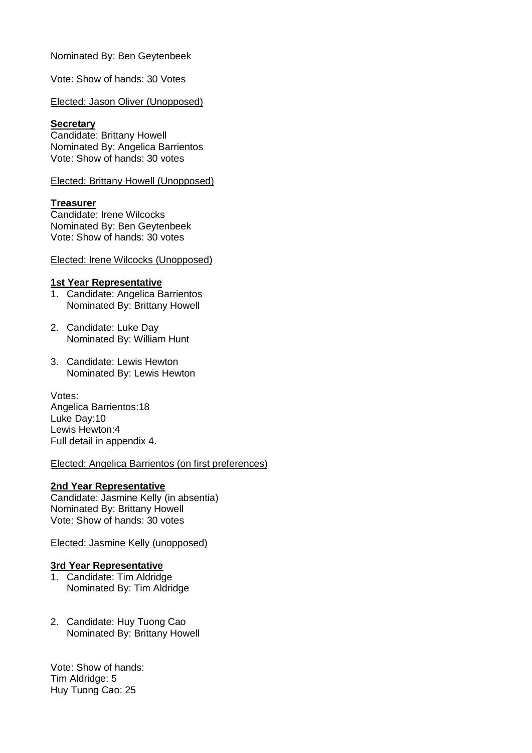Nominated By: Ben Geytenbeek

Vote: Show of hands: 30 Votes

<u>Elected: Jason Oliver (Unopposed)</u>

**<u>Secretary</u>**
Candidate: Brittany Howell
Nominated By: Angelica Barrientos
Vote: Show of hands: 30 votes

<u>Elected: Brittany Howell (Unopposed)</u>

**<u>Treasurer</u>**
Candidate: Irene Wilcocks
Nominated By: Ben Geytenbeek
Vote: Show of hands: 30 votes

<u>Elected: Irene Wilcocks (Unopposed)</u>

**<u>1st Year Representative</u>**

1. Candidate: Angelica Barrientos
   Nominated By: Brittany Howell

2. Candidate: Luke Day
   Nominated By: William Hunt

3. Candidate: Lewis Hewton
   Nominated By: Lewis Hewton

Votes:
Angelica Barrientos:18
Luke Day:10
Lewis Hewton:4
Full detail in appendix 4.

<u>Elected: Angelica Barrientos (on first preferences)</u>

**<u>2nd Year Representative</u>**
Candidate: Jasmine Kelly (in absentia)
Nominated By: Brittany Howell
Vote: Show of hands: 30 votes

<u>Elected: Jasmine Kelly (unopposed)</u>

**<u>3rd Year Representative</u>**

1. Candidate: Tim Aldridge
   Nominated By: Tim Aldridge

2. Candidate: Huy Tuong Cao
   Nominated By: Brittany Howell

Vote: Show of hands:
Tim Aldridge: 5
Huy Tuong Cao: 25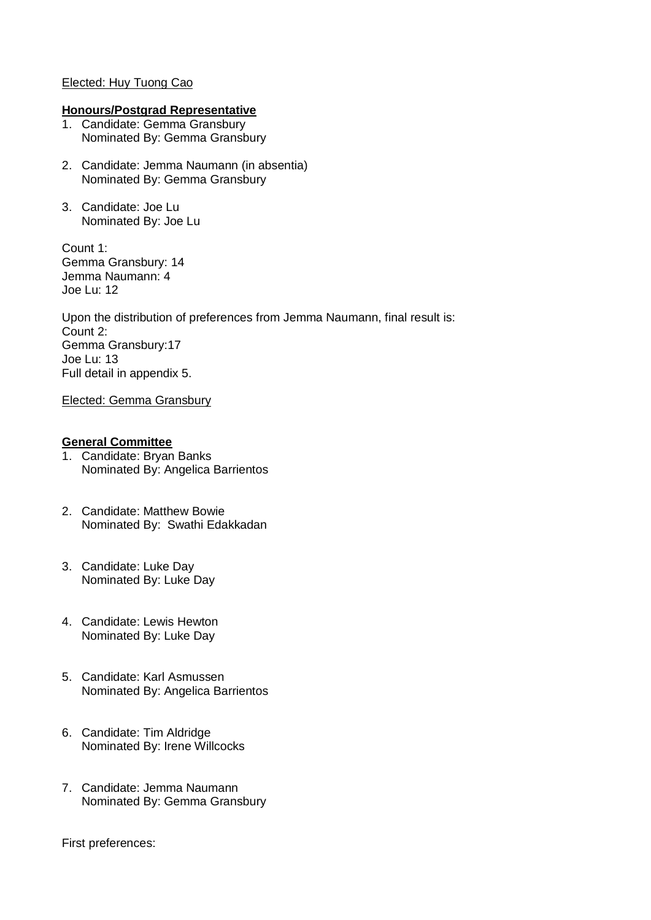Elected: Huy Tuong Cao

**Honours/Postgrad Representative**

1. Candidate: Gemma Gransbury
   Nominated By: Gemma Gransbury

2. Candidate: Jemma Naumann (in absentia)
   Nominated By: Gemma Gransbury

3. Candidate: Joe Lu
   Nominated By: Joe Lu

Count 1:
Gemma Gransbury: 14
Jemma Naumann: 4
Joe Lu: 12

Upon the distribution of preferences from Jemma Naumann, final result is:
Count 2:
Gemma Gransbury:17
Joe Lu: 13
Full detail in appendix 5.

Elected: Gemma Gransbury

**General Committee**

1. Candidate: Bryan Banks
   Nominated By: Angelica Barrientos

2. Candidate: Matthew Bowie
   Nominated By: Swathi Edakkadan

3. Candidate: Luke Day
   Nominated By: Luke Day

4. Candidate: Lewis Hewton
   Nominated By: Luke Day

5. Candidate: Karl Asmussen
   Nominated By: Angelica Barrientos

6. Candidate: Tim Aldridge
   Nominated By: Irene Willcocks

7. Candidate: Jemma Naumann
   Nominated By: Gemma Gransbury

First preferences: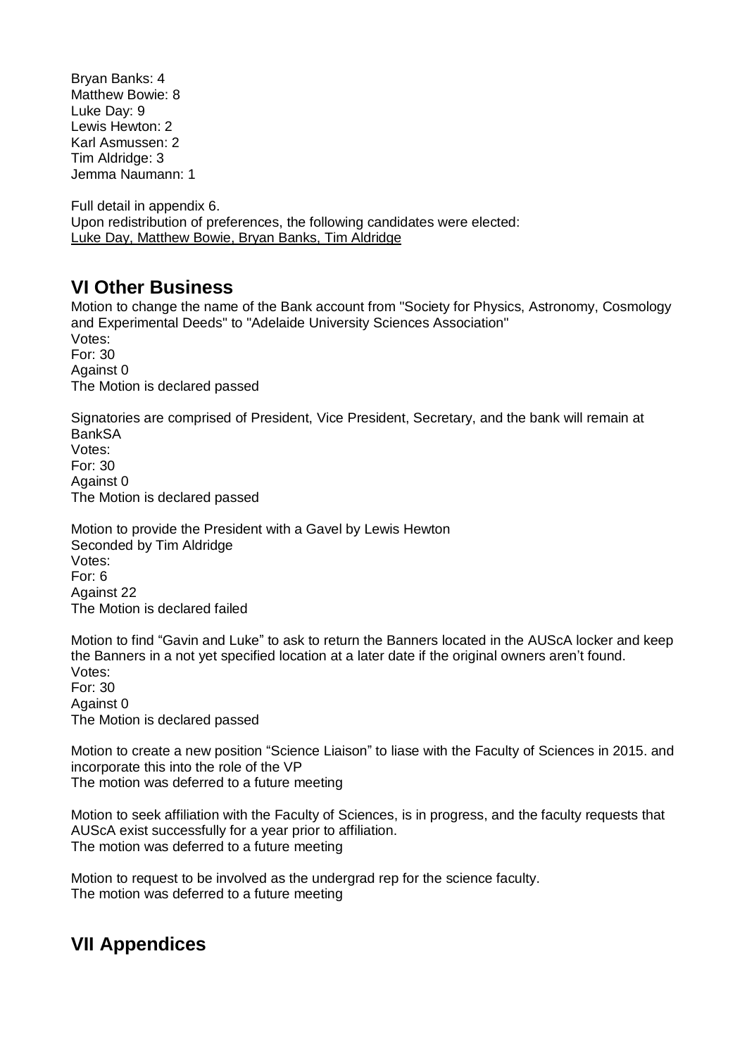Bryan Banks: 4
Matthew Bowie: 8
Luke Day: 9
Lewis Hewton: 2
Karl Asmussen: 2
Tim Aldridge: 3
Jemma Naumann: 1

Full detail in appendix 6.
Upon redistribution of preferences, the following candidates were elected:
Luke Day, Matthew Bowie, Bryan Banks, Tim Aldridge

## VI Other Business

Motion to change the name of the Bank account from "Society for Physics, Astronomy, Cosmology and Experimental Deeds" to "Adelaide University Sciences Association"
Votes:
For: 30
Against 0
The Motion is declared passed

Signatories are comprised of President, Vice President, Secretary, and the bank will remain at BankSA
Votes:
For: 30
Against 0
The Motion is declared passed

Motion to provide the President with a Gavel by Lewis Hewton
Seconded by Tim Aldridge
Votes:
For: 6
Against 22
The Motion is declared failed

Motion to find "Gavin and Luke" to ask to return the Banners located in the AUScA locker and keep the Banners in a not yet specified location at a later date if the original owners aren't found.
Votes:
For: 30
Against 0
The Motion is declared passed

Motion to create a new position "Science Liaison" to liase with the Faculty of Sciences in 2015. and incorporate this into the role of the VP
The motion was deferred to a future meeting

Motion to seek affiliation with the Faculty of Sciences, is in progress, and the faculty requests that AUScA exist successfully for a year prior to affiliation.
The motion was deferred to a future meeting

Motion to request to be involved as the undergrad rep for the science faculty.
The motion was deferred to a future meeting

## VII Appendices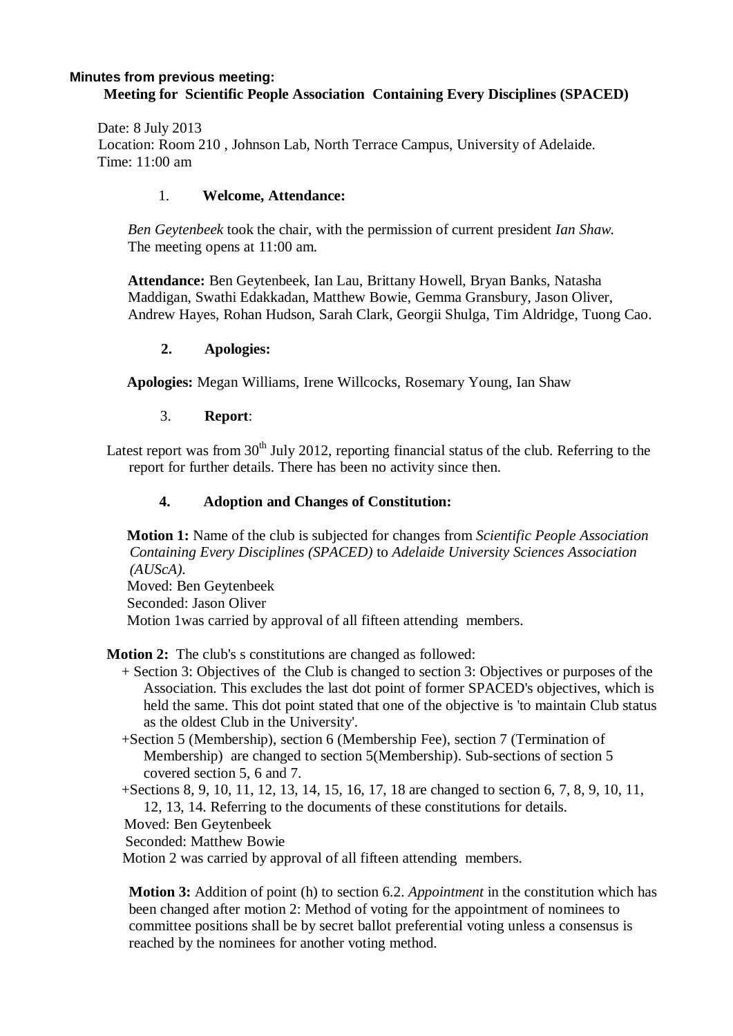**Minutes from previous meeting:**

**Meeting for Scientific People Association Containing Every Disciplines (SPACED)**

Date: 8 July 2013
Location: Room 210 , Johnson Lab, North Terrace Campus, University of Adelaide.
Time: 11:00 am

1. **Welcome, Attendance:**

*Ben Geytenbeek* took the chair, with the permission of current president *Ian Shaw.* The meeting opens at 11:00 am.

**Attendance:** Ben Geytenbeek, Ian Lau, Brittany Howell, Bryan Banks, Natasha Maddigan, Swathi Edakkadan, Matthew Bowie, Gemma Gransbury, Jason Oliver, Andrew Hayes, Rohan Hudson, Sarah Clark, Georgii Shulga, Tim Aldridge, Tuong Cao.

2. **Apologies:**

**Apologies:** Megan Williams, Irene Willcocks, Rosemary Young, Ian Shaw

3. **Report**:

Latest report was from 30th July 2012, reporting financial status of the club. Referring to the report for further details. There has been no activity since then.

4. **Adoption and Changes of Constitution:**

**Motion 1:** Name of the club is subjected for changes from *Scientific People Association Containing Every Disciplines (SPACED)* to *Adelaide University Sciences Association (AUScA).*
Moved: Ben Geytenbeek
Seconded: Jason Oliver
Motion 1was carried by approval of all fifteen attending members.

**Motion 2:** The club's s constitutions are changed as followed:

+ Section 3: Objectives of the Club is changed to section 3: Objectives or purposes of the Association. This excludes the last dot point of former SPACED's objectives, which is held the same. This dot point stated that one of the objective is 'to maintain Club status as the oldest Club in the University'.
+Section 5 (Membership), section 6 (Membership Fee), section 7 (Termination of Membership) are changed to section 5(Membership). Sub-sections of section 5 covered section 5, 6 and 7.
+Sections 8, 9, 10, 11, 12, 13, 14, 15, 16, 17, 18 are changed to section 6, 7, 8, 9, 10, 11, 12, 13, 14. Referring to the documents of these constitutions for details.

Moved: Ben Geytenbeek
Seconded: Matthew Bowie
Motion 2 was carried by approval of all fifteen attending members.

**Motion 3:** Addition of point (h) to section 6.2. *Appointment* in the constitution which has been changed after motion 2: Method of voting for the appointment of nominees to committee positions shall be by secret ballot preferential voting unless a consensus is reached by the nominees for another voting method.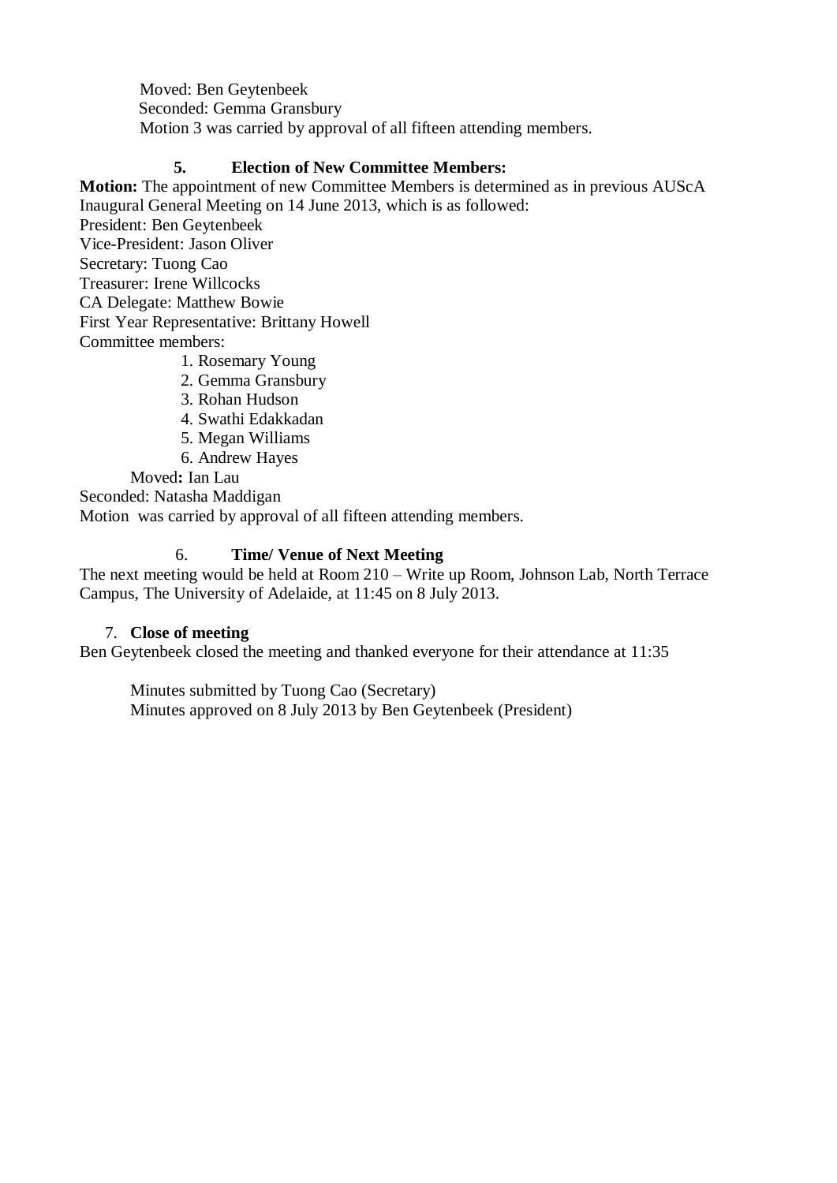Moved: Ben Geytenbeek
Seconded: Gemma Gransbury
Motion 3 was carried by approval of all fifteen attending members.

### 5. Election of New Committee Members:

**Motion:** The appointment of new Committee Members is determined as in previous AUScA Inaugural General Meeting on 14 June 2013, which is as followed:

President: Ben Geytenbeek
Vice-President: Jason Oliver
Secretary: Tuong Cao
Treasurer: Irene Willcocks
CA Delegate: Matthew Bowie
First Year Representative: Brittany Howell
Committee members:

1. Rosemary Young
2. Gemma Gransbury
3. Rohan Hudson
4. Swathi Edakkadan
5. Megan Williams
6. Andrew Hayes

Moved**:** Ian Lau
Seconded: Natasha Maddigan
Motion was carried by approval of all fifteen attending members.

### 6. Time/ Venue of Next Meeting

The next meeting would be held at Room 210 – Write up Room, Johnson Lab, North Terrace Campus, The University of Adelaide, at 11:45 on 8 July 2013.

### 7. Close of meeting

Ben Geytenbeek closed the meeting and thanked everyone for their attendance at 11:35

Minutes submitted by Tuong Cao (Secretary)
Minutes approved on 8 July 2013 by Ben Geytenbeek (President)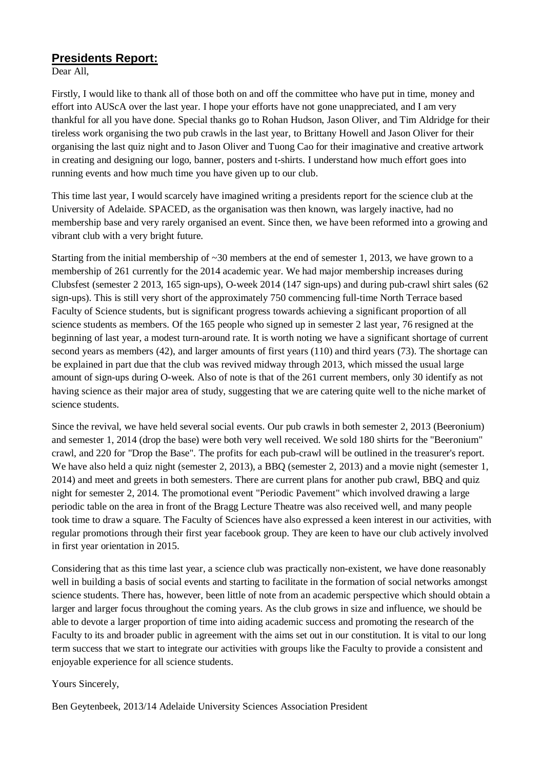## **Presidents Report:**

Dear All,

Firstly, I would like to thank all of those both on and off the committee who have put in time, money and effort into AUScA over the last year. I hope your efforts have not gone unappreciated, and I am very thankful for all you have done. Special thanks go to Rohan Hudson, Jason Oliver, and Tim Aldridge for their tireless work organising the two pub crawls in the last year, to Brittany Howell and Jason Oliver for their organising the last quiz night and to Jason Oliver and Tuong Cao for their imaginative and creative artwork in creating and designing our logo, banner, posters and t-shirts. I understand how much effort goes into running events and how much time you have given up to our club.

This time last year, I would scarcely have imagined writing a presidents report for the science club at the University of Adelaide. SPACED, as the organisation was then known, was largely inactive, had no membership base and very rarely organised an event. Since then, we have been reformed into a growing and vibrant club with a very bright future.

Starting from the initial membership of ~30 members at the end of semester 1, 2013, we have grown to a membership of 261 currently for the 2014 academic year. We had major membership increases during Clubsfest (semester 2 2013, 165 sign-ups), O-week 2014 (147 sign-ups) and during pub-crawl shirt sales (62 sign-ups). This is still very short of the approximately 750 commencing full-time North Terrace based Faculty of Science students, but is significant progress towards achieving a significant proportion of all science students as members. Of the 165 people who signed up in semester 2 last year, 76 resigned at the beginning of last year, a modest turn-around rate. It is worth noting we have a significant shortage of current second years as members (42), and larger amounts of first years (110) and third years (73). The shortage can be explained in part due that the club was revived midway through 2013, which missed the usual large amount of sign-ups during O-week. Also of note is that of the 261 current members, only 30 identify as not having science as their major area of study, suggesting that we are catering quite well to the niche market of science students.

Since the revival, we have held several social events. Our pub crawls in both semester 2, 2013 (Beeronium) and semester 1, 2014 (drop the base) were both very well received. We sold 180 shirts for the "Beeronium" crawl, and 220 for "Drop the Base". The profits for each pub-crawl will be outlined in the treasurer's report. We have also held a quiz night (semester 2, 2013), a BBQ (semester 2, 2013) and a movie night (semester 1, 2014) and meet and greets in both semesters. There are current plans for another pub crawl, BBQ and quiz night for semester 2, 2014. The promotional event "Periodic Pavement" which involved drawing a large periodic table on the area in front of the Bragg Lecture Theatre was also received well, and many people took time to draw a square. The Faculty of Sciences have also expressed a keen interest in our activities, with regular promotions through their first year facebook group. They are keen to have our club actively involved in first year orientation in 2015.

Considering that as this time last year, a science club was practically non-existent, we have done reasonably well in building a basis of social events and starting to facilitate in the formation of social networks amongst science students. There has, however, been little of note from an academic perspective which should obtain a larger and larger focus throughout the coming years. As the club grows in size and influence, we should be able to devote a larger proportion of time into aiding academic success and promoting the research of the Faculty to its and broader public in agreement with the aims set out in our constitution. It is vital to our long term success that we start to integrate our activities with groups like the Faculty to provide a consistent and enjoyable experience for all science students.

Yours Sincerely,

Ben Geytenbeek, 2013/14 Adelaide University Sciences Association President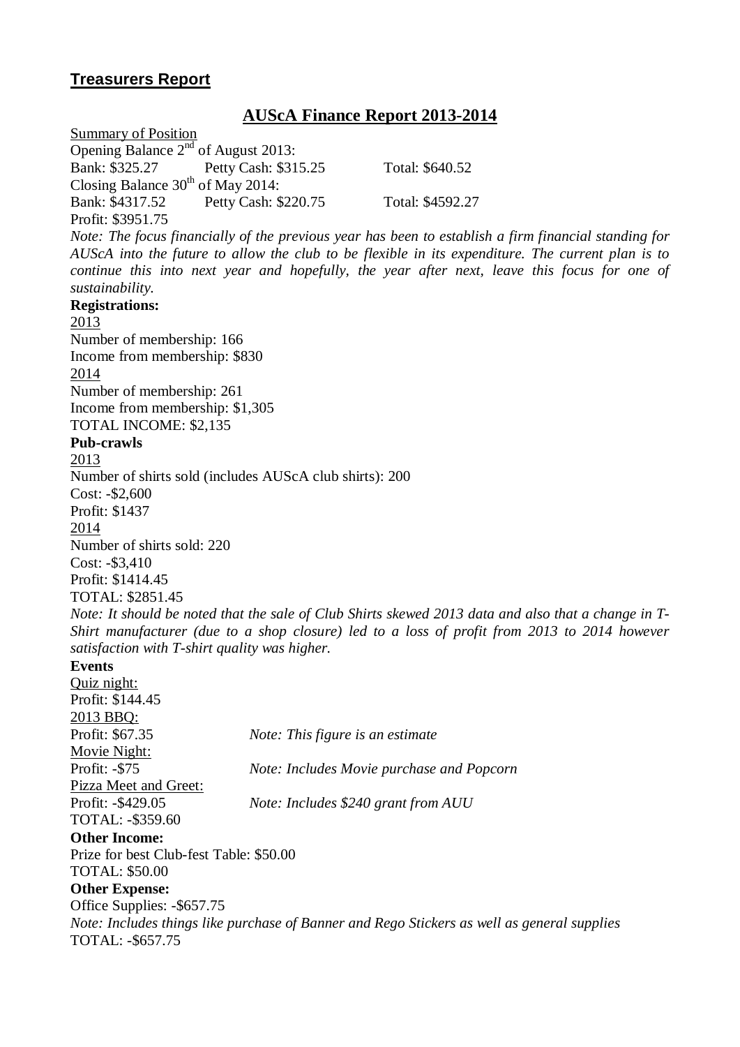## Treasurers Report

### AUScA Finance Report 2013-2014

Summary of Position

Opening Balance 2nd of August 2013:

Bank: $325.27 Petty Cash: $315.25 Total: $640.52

Closing Balance 30th of May 2014:

Bank: $4317.52 Petty Cash: $220.75 Total: $4592.27

Profit: $3951.75

*Note: The focus financially of the previous year has been to establish a firm financial standing for AUScA into the future to allow the club to be flexible in its expenditure. The current plan is to continue this into next year and hopefully, the year after next, leave this focus for one of sustainability.*

**Registrations:**

2013

Number of membership: 166

Income from membership: $830

2014

Number of membership: 261

Income from membership: $1,305

TOTAL INCOME: $2,135

**Pub-crawls**

2013

Number of shirts sold (includes AUScA club shirts): 200

Cost: -$2,600

Profit: $1437

2014

Number of shirts sold: 220

Cost: -$3,410

Profit: $1414.45

TOTAL: $2851.45

*Note: It should be noted that the sale of Club Shirts skewed 2013 data and also that a change in T-Shirt manufacturer (due to a shop closure) led to a loss of profit from 2013 to 2014 however satisfaction with T-shirt quality was higher.*

**Events**

Quiz night:

Profit: $144.45

2013 BBQ:

Profit: $67.35 *Note: This figure is an estimate*

Movie Night:

Profit: -$75 *Note: Includes Movie purchase and Popcorn*

Pizza Meet and Greet:

Profit: -$429.05 *Note: Includes $240 grant from AUU*

TOTAL: -$359.60

**Other Income:**

Prize for best Club-fest Table: $50.00

TOTAL: $50.00

**Other Expense:**

Office Supplies: -$657.75

*Note: Includes things like purchase of Banner and Rego Stickers as well as general supplies*

TOTAL: -$657.75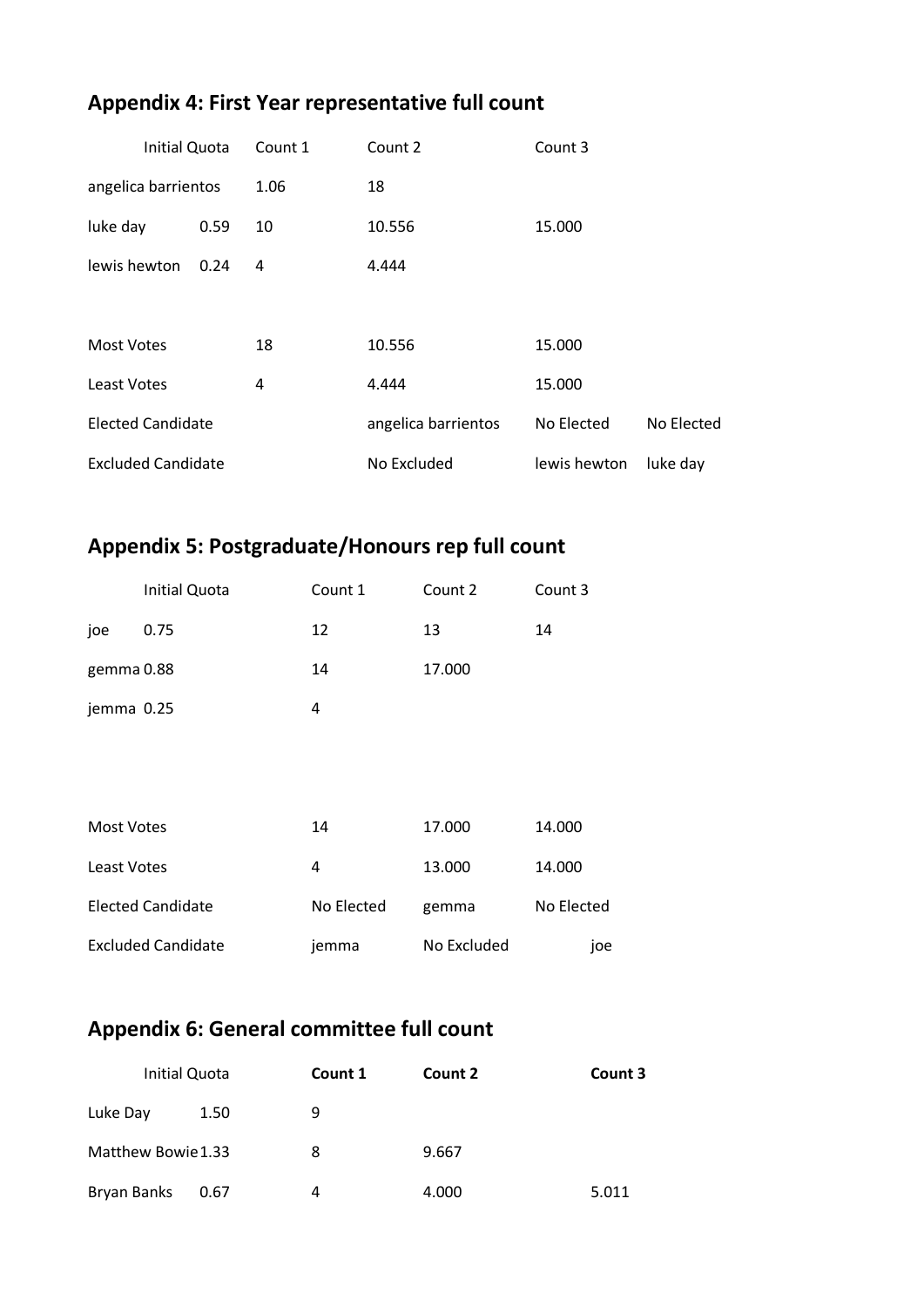## Appendix 4: First Year representative full count

| | Initial Quota | Count 1 | Count 2 | Count 3 | |
|---|---|---|---|---|---|
| angelica barrientos | | 1.06 | 18 | | |
| luke day | 0.59 | 10 | 10.556 | 15.000 | |
| lewis hewton | 0.24 | 4 | 4.444 | | |
| | | | | | |
| Most Votes | | 18 | 10.556 | 15.000 | |
| Least Votes | | 4 | 4.444 | 15.000 | |
| Elected Candidate | | | angelica barrientos | No Elected | No Elected |
| Excluded Candidate | | | No Excluded | lewis hewton | luke day |

## Appendix 5: Postgraduate/Honours rep full count

| | Initial Quota | Count 1 | Count 2 | Count 3 |
|---|---|---|---|---|
| joe | 0.75 | 12 | 13 | 14 |
| gemma | 0.88 | 14 | 17.000 | |
| jemma | 0.25 | 4 | | |
| | | | | |
| Most Votes | | 14 | 17.000 | 14.000 |
| Least Votes | | 4 | 13.000 | 14.000 |
| Elected Candidate | | No Elected | gemma | No Elected |
| Excluded Candidate | | jemma | No Excluded | joe |

## Appendix 6: General committee full count

| | Initial Quota | **Count 1** | **Count 2** | **Count 3** |
|---|---|---|---|---|
| Luke Day | 1.50 | 9 | | |
| Matthew Bowie | 1.33 | 8 | 9.667 | |
| Bryan Banks | 0.67 | 4 | 4.000 | 5.011 |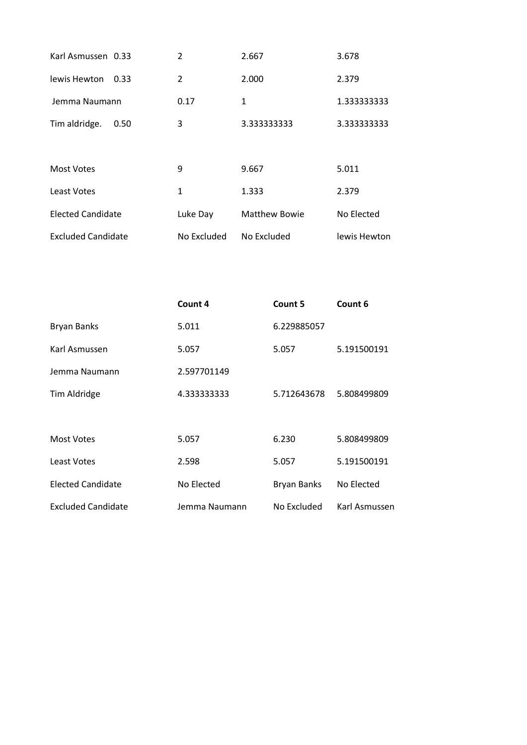| | | | | |
|---|---|---|---|---|
| Karl Asmussen | 0.33 | 2 | 2.667 | 3.678 |
| lewis Hewton | 0.33 | 2 | 2.000 | 2.379 |
| Jemma Naumann | 0.17 | 1 | 1.333333333 | |
| Tim aldridge. | 0.50 | 3 | 3.333333333 | 3.333333333 |
| | | | | |
| Most Votes | | 9 | 9.667 | 5.011 |
| Least Votes | | 1 | 1.333 | 2.379 |
| Elected Candidate | | Luke Day | Matthew Bowie | No Elected |
| Excluded Candidate | | No Excluded | No Excluded | lewis Hewton |

| | Count 4 | Count 5 | Count 6 |
|---|---|---|---|
| Bryan Banks | 5.011 | 6.229885057 | |
| Karl Asmussen | 5.057 | 5.057 | 5.191500191 |
| Jemma Naumann | 2.597701149 | | |
| Tim Aldridge | 4.333333333 | 5.712643678 | 5.808499809 |
| | | | |
| Most Votes | 5.057 | 6.230 | 5.808499809 |
| Least Votes | 2.598 | 5.057 | 5.191500191 |
| Elected Candidate | No Elected | Bryan Banks | No Elected |
| Excluded Candidate | Jemma Naumann | No Excluded | Karl Asmussen |